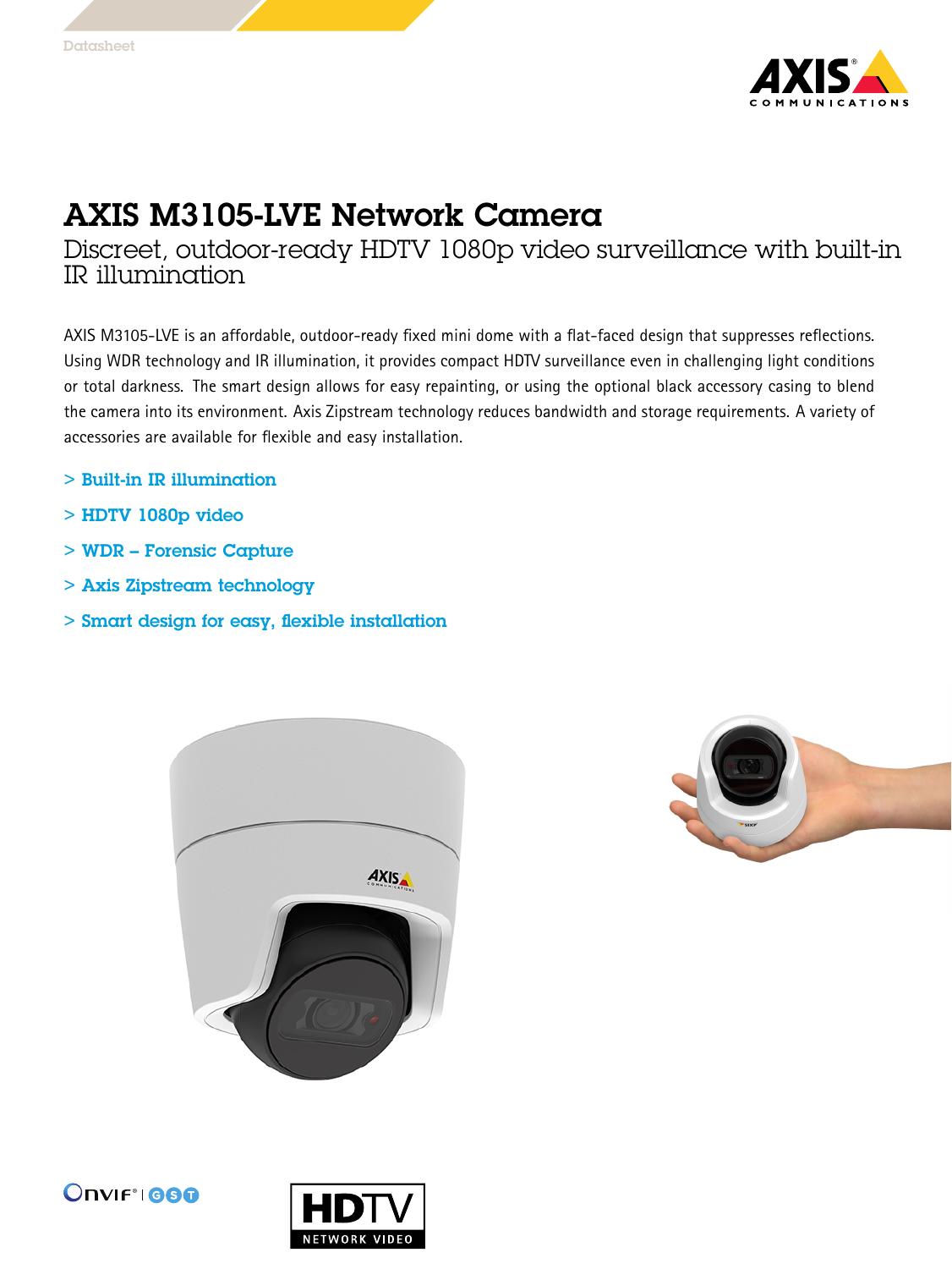Datasheet

# AXIS M3105-LVE Network Camera

## Discreet, outdoor-ready HDTV 1080p video surveillance with built-in IR illumination

AXIS M3105-LVE is an affordable, outdoor-ready fixed mini dome with a flat-faced design that suppresses reflections. Using WDR technology and IR illumination, it provides compact HDTV surveillance even in challenging light conditions or total darkness. The smart design allows for easy repainting, or using the optional black accessory casing to blend the camera into its environment. Axis Zipstream technology reduces bandwidth and storage requirements. A variety of accessories are available for flexible and easy installation.

- > Built-in IR illumination
- > HDTV 1080p video
- > WDR – Forensic Capture
- > Axis Zipstream technology
- > Smart design for easy, flexible installation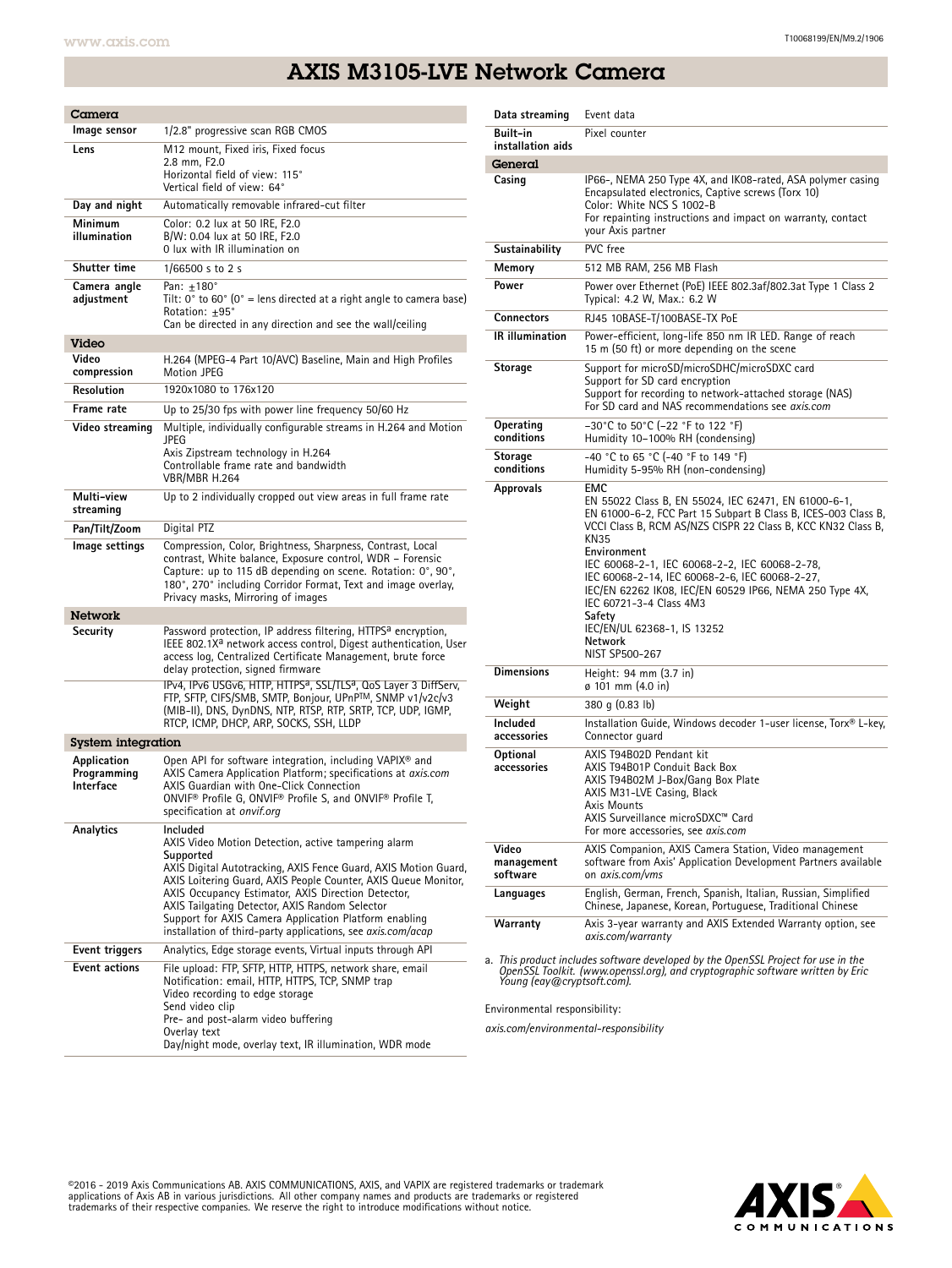# AXIS M3105-LVE Network Camera

## Camera

| | |
|---|---|
| Image sensor | 1/2.8" progressive scan RGB CMOS |
| Lens | M12 mount, Fixed iris, Fixed focus<br>2.8 mm, F2.0<br>Horizontal field of view: 115°<br>Vertical field of view: 64° |
| Day and night | Automatically removable infrared-cut filter |
| Minimum illumination | Color: 0.2 lux at 50 IRE, F2.0<br>B/W: 0.04 lux at 50 IRE, F2.0<br>0 lux with IR illumination on |
| Shutter time | 1/66500 s to 2 s |
| Camera angle adjustment | Pan: ±180°<br>Tilt: 0° to 60° (0° = lens directed at a right angle to camera base)<br>Rotation: ±95°<br>Can be directed in any direction and see the wall/ceiling |

## Video

| | |
|---|---|
| Video compression | H.264 (MPEG-4 Part 10/AVC) Baseline, Main and High Profiles<br>Motion JPEG |
| Resolution | 1920x1080 to 176x120 |
| Frame rate | Up to 25/30 fps with power line frequency 50/60 Hz |
| Video streaming | Multiple, individually configurable streams in H.264 and Motion JPEG<br>Axis Zipstream technology in H.264<br>Controllable frame rate and bandwidth<br>VBR/MBR H.264 |
| Multi-view streaming | Up to 2 individually cropped out view areas in full frame rate |
| Pan/Tilt/Zoom | Digital PTZ |
| Image settings | Compression, Color, Brightness, Sharpness, Contrast, Local contrast, White balance, Exposure control, WDR – Forensic Capture: up to 115 dB depending on scene. Rotation: 0°, 90°, 180°, 270° including Corridor Format, Text and image overlay, Privacy masks, Mirroring of images |

## Network

| | |
|---|---|
| Security | Password protection, IP address filtering, HTTPS[a] encryption, IEEE 802.1X[a] network access control, Digest authentication, User access log, Centralized Certificate Management, brute force delay protection, signed firmware |
| | IPv4, IPv6 USGv6, HTTP, HTTPS[a], SSL/TLS[a], QoS Layer 3 DiffServ, FTP, SFTP, CIFS/SMB, SMTP, Bonjour, UPnP™, SNMP v1/v2c/v3 (MIB-II), DNS, DynDNS, NTP, RTSP, RTP, SRTP, TCP, UDP, IGMP, RTCP, ICMP, DHCP, ARP, SOCKS, SSH, LLDP |

## System integration

| | |
|---|---|
| Application Programming Interface | Open API for software integration, including VAPIX® and AXIS Camera Application Platform; specifications at *axis.com*<br>AXIS Guardian with One-Click Connection<br>ONVIF® Profile G, ONVIF® Profile S, and ONVIF® Profile T, specification at *onvif.org* |
| Analytics | **Included**<br>AXIS Video Motion Detection, active tampering alarm<br>**Supported**<br>AXIS Digital Autotracking, AXIS Fence Guard, AXIS Motion Guard, AXIS Loitering Guard, AXIS People Counter, AXIS Queue Monitor, AXIS Occupancy Estimator, AXIS Direction Detector, AXIS Tailgating Detector, AXIS Random Selector<br>Support for AXIS Camera Application Platform enabling installation of third-party applications, see *axis.com/acap* |
| Event triggers | Analytics, Edge storage events, Virtual inputs through API |
| Event actions | File upload: FTP, SFTP, HTTP, HTTPS, network share, email<br>Notification: email, HTTP, HTTPS, TCP, SNMP trap<br>Video recording to edge storage<br>Send video clip<br>Pre- and post-alarm video buffering<br>Overlay text<br>Day/night mode, overlay text, IR illumination, WDR mode |
| Data streaming | Event data |
| Built-in installation aids | Pixel counter |

## General

| | |
|---|---|
| Casing | IP66-, NEMA 250 Type 4X, and IK08-rated, ASA polymer casing<br>Encapsulated electronics, Captive screws (Torx 10)<br>Color: White NCS S 1002-B<br>For repainting instructions and impact on warranty, contact your Axis partner |
| Sustainability | PVC free |
| Memory | 512 MB RAM, 256 MB Flash |
| Power | Power over Ethernet (PoE) IEEE 802.3af/802.3at Type 1 Class 2<br>Typical: 4.2 W, Max.: 6.2 W |
| Connectors | RJ45 10BASE-T/100BASE-TX PoE |
| IR illumination | Power-efficient, long-life 850 nm IR LED. Range of reach 15 m (50 ft) or more depending on the scene |
| Storage | Support for microSD/microSDHC/microSDXC card<br>Support for SD card encryption<br>Support for recording to network-attached storage (NAS)<br>For SD card and NAS recommendations see *axis.com* |
| Operating conditions | -30°C to 50°C (-22 °F to 122 °F)<br>Humidity 10–100% RH (condensing) |
| Storage conditions | -40 °C to 65 °C (-40 °F to 149 °F)<br>Humidity 5-95% RH (non-condensing) |
| Approvals | **EMC**<br>EN 55022 Class B, EN 55024, IEC 62471, EN 61000-6-1, EN 61000-6-2, FCC Part 15 Subpart B Class B, ICES-003 Class B, VCCI Class B, RCM AS/NZS CISPR 22 Class B, KCC KN32 Class B, KN35<br>**Environment**<br>IEC 60068-2-1, IEC 60068-2-2, IEC 60068-2-78, IEC 60068-2-14, IEC 60068-2-6, IEC 60068-2-27, IEC/EN 62262 IK08, IEC/EN 60529 IP66, NEMA 250 Type 4X, IEC 60721-3-4 Class 4M3<br>**Safety**<br>IEC/EN/UL 62368-1, IS 13252<br>**Network**<br>NIST SP500-267 |
| Dimensions | Height: 94 mm (3.7 in)<br>ø 101 mm (4.0 in) |
| Weight | 380 g (0.83 lb) |
| Included accessories | Installation Guide, Windows decoder 1-user license, Torx® L-key, Connector guard |
| Optional accessories | AXIS T94B02D Pendant kit<br>AXIS T94B01P Conduit Back Box<br>AXIS T94B02M J-Box/Gang Box Plate<br>AXIS M31-LVE Casing, Black<br>Axis Mounts<br>AXIS Surveillance microSDXC™ Card<br>For more accessories, see *axis.com* |
| Video management software | AXIS Companion, AXIS Camera Station, Video management software from Axis' Application Development Partners available on *axis.com/vms* |
| Languages | English, German, French, Spanish, Italian, Russian, Simplified Chinese, Japanese, Korean, Portuguese, Traditional Chinese |
| Warranty | Axis 3-year warranty and AXIS Extended Warranty option, see *axis.com/warranty* |

a. *This product includes software developed by the OpenSSL Project for use in the OpenSSL Toolkit. (www.openssl.org), and cryptographic software written by Eric Young (eay@cryptsoft.com).*

Environmental responsibility:

*axis.com/environmental-responsibility*

©2016 - 2019 Axis Communications AB. AXIS COMMUNICATIONS, AXIS, and VAPIX are registered trademarks or trademark applications of Axis AB in various jurisdictions. All other company names and products are trademarks or registered trademarks of their respective companies. We reserve the right to introduce modifications without notice.